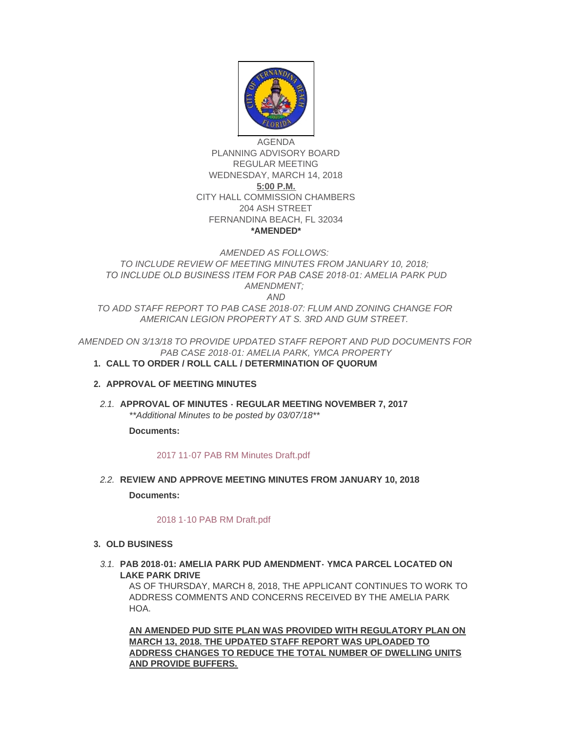AGENDA
PLANNING ADVISORY BOARD
REGULAR MEETING
WEDNESDAY, MARCH 14, 2018
**5:00 P.M.**
CITY HALL COMMISSION CHAMBERS
204 ASH STREET
FERNANDINA BEACH, FL 32034
***AMENDED***

*AMENDED AS FOLLOWS:*
*TO INCLUDE REVIEW OF MEETING MINUTES FROM JANUARY 10, 2018;*
*TO INCLUDE OLD BUSINESS ITEM FOR PAB CASE 2018-01: AMELIA PARK PUD AMENDMENT;*
*AND*
*TO ADD STAFF REPORT TO PAB CASE 2018-07: FLUM AND ZONING CHANGE FOR AMERICAN LEGION PROPERTY AT S. 3RD AND GUM STREET.*

*AMENDED ON 3/13/18 TO PROVIDE UPDATED STAFF REPORT AND PUD DOCUMENTS FOR PAB CASE 2018-01: AMELIA PARK, YMCA PROPERTY*

1. **CALL TO ORDER / ROLL CALL / DETERMINATION OF QUORUM**

2. **APPROVAL OF MEETING MINUTES**

   2.1. **APPROVAL OF MINUTES - REGULAR MEETING NOVEMBER 7, 2017**
   *\*\*Additional Minutes to be posted by 03/07/18\*\**

   **Documents:**

   2017 11-07 PAB RM Minutes Draft.pdf

   2.2. **REVIEW AND APPROVE MEETING MINUTES FROM JANUARY 10, 2018**

   **Documents:**

   2018 1-10 PAB RM Draft.pdf

3. **OLD BUSINESS**

   3.1. **PAB 2018-01: AMELIA PARK PUD AMENDMENT- YMCA PARCEL LOCATED ON LAKE PARK DRIVE**
   AS OF THURSDAY, MARCH 8, 2018, THE APPLICANT CONTINUES TO WORK TO ADDRESS COMMENTS AND CONCERNS RECEIVED BY THE AMELIA PARK HOA.

   **AN AMENDED PUD SITE PLAN WAS PROVIDED WITH REGULATORY PLAN ON MARCH 13, 2018. THE UPDATED STAFF REPORT WAS UPLOADED TO ADDRESS CHANGES TO REDUCE THE TOTAL NUMBER OF DWELLING UNITS AND PROVIDE BUFFERS.**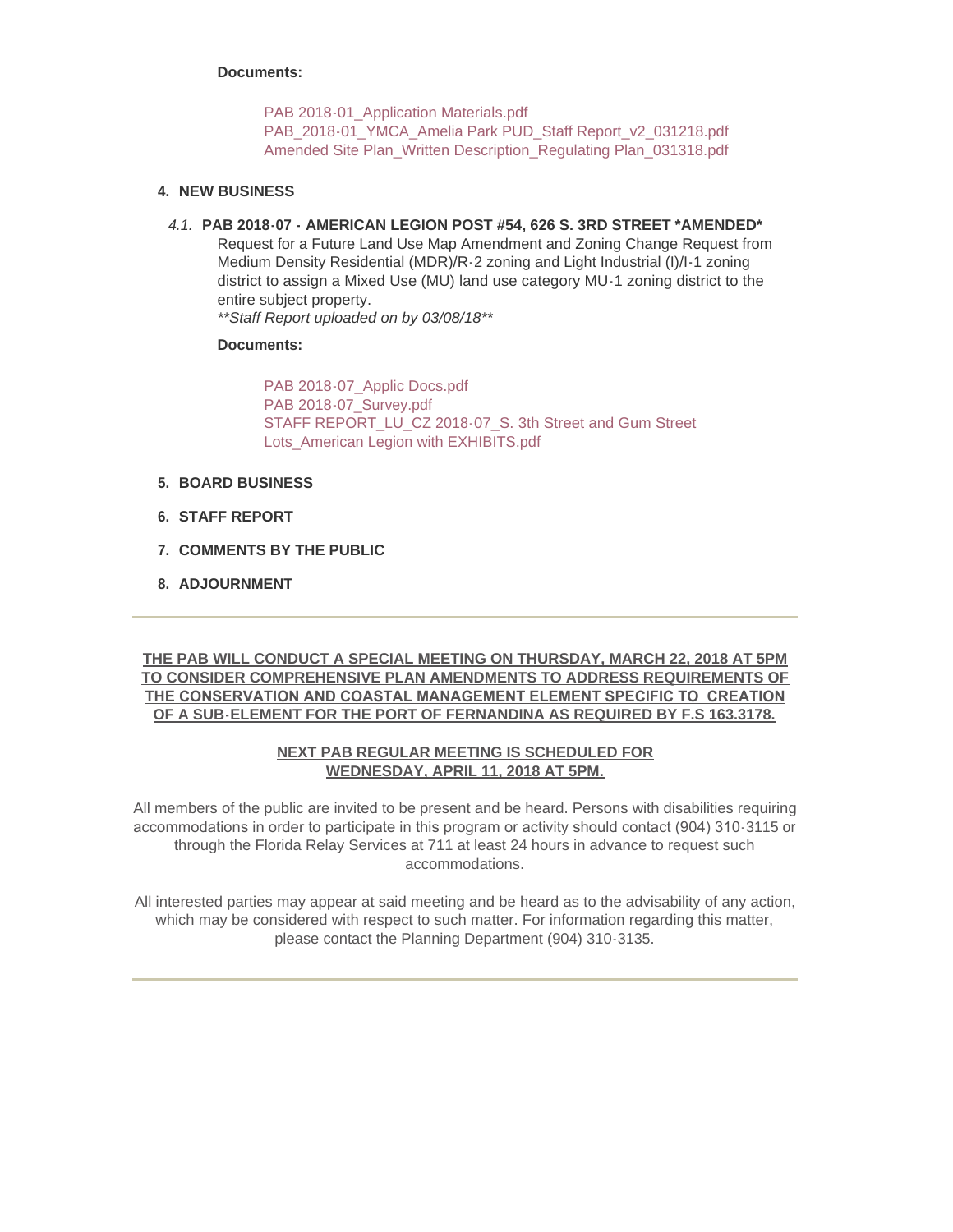**Documents:**

PAB 2018-01_Application Materials.pdf
PAB_2018-01_YMCA_Amelia Park PUD_Staff Report_v2_031218.pdf
Amended Site Plan_Written Description_Regulating Plan_031318.pdf

4. **NEW BUSINESS**

*4.1.* **PAB 2018-07 - AMERICAN LEGION POST #54, 626 S. 3RD STREET *AMENDED***

Request for a Future Land Use Map Amendment and Zoning Change Request from Medium Density Residential (MDR)/R-2 zoning and Light Industrial (I)/I-1 zoning district to assign a Mixed Use (MU) land use category MU-1 zoning district to the entire subject property.
*\*\*Staff Report uploaded on by 03/08/18\*\**

**Documents:**

PAB 2018-07_Applic Docs.pdf
PAB 2018-07_Survey.pdf
STAFF REPORT_LU_CZ 2018-07_S. 3th Street and Gum Street Lots_American Legion with EXHIBITS.pdf

5. **BOARD BUSINESS**

6. **STAFF REPORT**

7. **COMMENTS BY THE PUBLIC**

8. **ADJOURNMENT**

---

**THE PAB WILL CONDUCT A SPECIAL MEETING ON THURSDAY, MARCH 22, 2018 AT 5PM TO CONSIDER COMPREHENSIVE PLAN AMENDMENTS TO ADDRESS REQUIREMENTS OF THE CONSERVATION AND COASTAL MANAGEMENT ELEMENT SPECIFIC TO CREATION OF A SUB-ELEMENT FOR THE PORT OF FERNANDINA AS REQUIRED BY F.S 163.3178.**

**NEXT PAB REGULAR MEETING IS SCHEDULED FOR WEDNESDAY, APRIL 11, 2018 AT 5PM.**

All members of the public are invited to be present and be heard. Persons with disabilities requiring accommodations in order to participate in this program or activity should contact (904) 310-3115 or through the Florida Relay Services at 711 at least 24 hours in advance to request such accommodations.

All interested parties may appear at said meeting and be heard as to the advisability of any action, which may be considered with respect to such matter. For information regarding this matter, please contact the Planning Department (904) 310-3135.

---